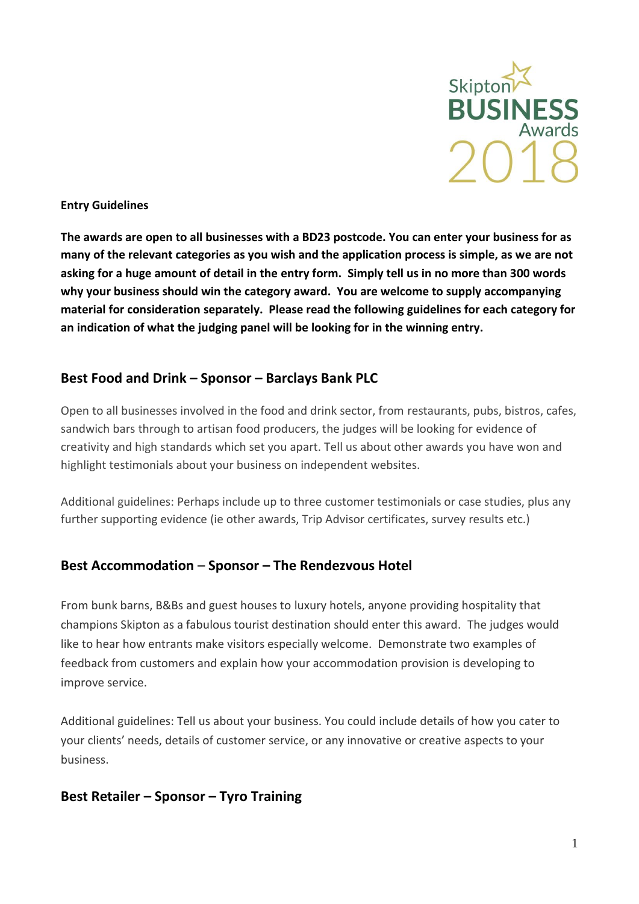Skipton BUSINESS Awards 2018

**Entry Guidelines**

**The awards are open to all businesses with a BD23 postcode. You can enter your business for as many of the relevant categories as you wish and the application process is simple, as we are not asking for a huge amount of detail in the entry form. Simply tell us in no more than 300 words why your business should win the category award. You are welcome to supply accompanying material for consideration separately. Please read the following guidelines for each category for an indication of what the judging panel will be looking for in the winning entry.**

## Best Food and Drink – Sponsor – Barclays Bank PLC

Open to all businesses involved in the food and drink sector, from restaurants, pubs, bistros, cafes, sandwich bars through to artisan food producers, the judges will be looking for evidence of creativity and high standards which set you apart. Tell us about other awards you have won and highlight testimonials about your business on independent websites.

Additional guidelines: Perhaps include up to three customer testimonials or case studies, plus any further supporting evidence (ie other awards, Trip Advisor certificates, survey results etc.)

## Best Accommodation – Sponsor – The Rendezvous Hotel

From bunk barns, B&Bs and guest houses to luxury hotels, anyone providing hospitality that champions Skipton as a fabulous tourist destination should enter this award. The judges would like to hear how entrants make visitors especially welcome. Demonstrate two examples of feedback from customers and explain how your accommodation provision is developing to improve service.

Additional guidelines: Tell us about your business. You could include details of how you cater to your clients' needs, details of customer service, or any innovative or creative aspects to your business.

## Best Retailer – Sponsor – Tyro Training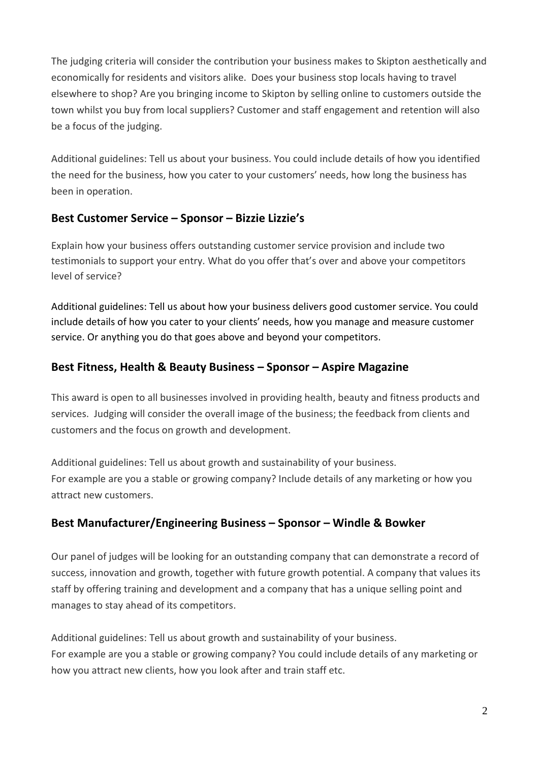The judging criteria will consider the contribution your business makes to Skipton aesthetically and economically for residents and visitors alike. Does your business stop locals having to travel elsewhere to shop? Are you bringing income to Skipton by selling online to customers outside the town whilst you buy from local suppliers? Customer and staff engagement and retention will also be a focus of the judging.

Additional guidelines: Tell us about your business. You could include details of how you identified the need for the business, how you cater to your customers' needs, how long the business has been in operation.

### Best Customer Service – Sponsor – Bizzie Lizzie's

Explain how your business offers outstanding customer service provision and include two testimonials to support your entry. What do you offer that's over and above your competitors level of service?

Additional guidelines: Tell us about how your business delivers good customer service. You could include details of how you cater to your clients' needs, how you manage and measure customer service. Or anything you do that goes above and beyond your competitors.

### Best Fitness, Health & Beauty Business – Sponsor – Aspire Magazine

This award is open to all businesses involved in providing health, beauty and fitness products and services. Judging will consider the overall image of the business; the feedback from clients and customers and the focus on growth and development.

Additional guidelines: Tell us about growth and sustainability of your business.
For example are you a stable or growing company? Include details of any marketing or how you attract new customers.

### Best Manufacturer/Engineering Business – Sponsor – Windle & Bowker

Our panel of judges will be looking for an outstanding company that can demonstrate a record of success, innovation and growth, together with future growth potential. A company that values its staff by offering training and development and a company that has a unique selling point and manages to stay ahead of its competitors.

Additional guidelines: Tell us about growth and sustainability of your business.
For example are you a stable or growing company? You could include details of any marketing or how you attract new clients, how you look after and train staff etc.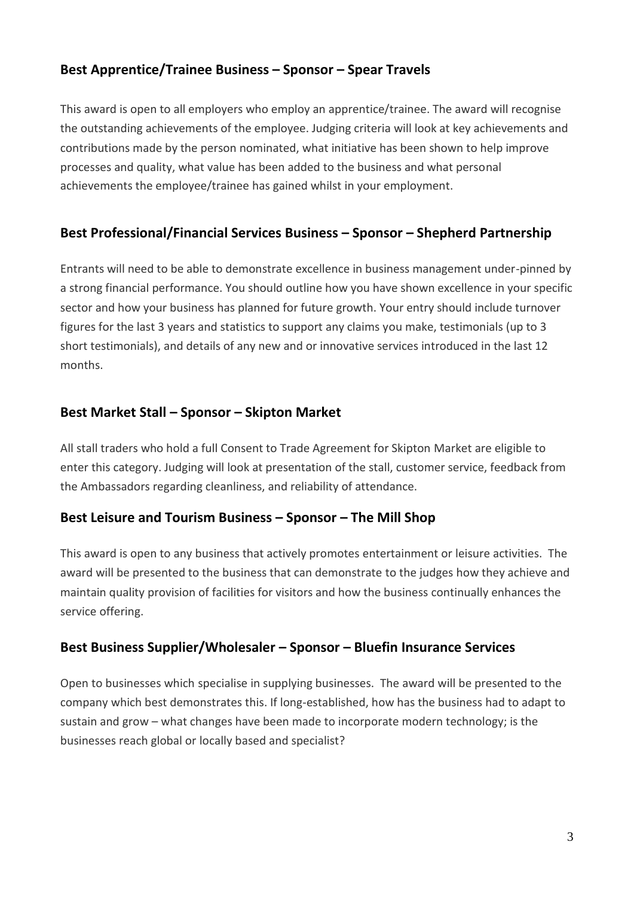## Best Apprentice/Trainee Business – Sponsor – Spear Travels

This award is open to all employers who employ an apprentice/trainee. The award will recognise the outstanding achievements of the employee. Judging criteria will look at key achievements and contributions made by the person nominated, what initiative has been shown to help improve processes and quality, what value has been added to the business and what personal achievements the employee/trainee has gained whilst in your employment.

## Best Professional/Financial Services Business – Sponsor – Shepherd Partnership

Entrants will need to be able to demonstrate excellence in business management under-pinned by a strong financial performance. You should outline how you have shown excellence in your specific sector and how your business has planned for future growth. Your entry should include turnover figures for the last 3 years and statistics to support any claims you make, testimonials (up to 3 short testimonials), and details of any new and or innovative services introduced in the last 12 months.

## Best Market Stall – Sponsor – Skipton Market

All stall traders who hold a full Consent to Trade Agreement for Skipton Market are eligible to enter this category. Judging will look at presentation of the stall, customer service, feedback from the Ambassadors regarding cleanliness, and reliability of attendance.

## Best Leisure and Tourism Business – Sponsor – The Mill Shop

This award is open to any business that actively promotes entertainment or leisure activities. The award will be presented to the business that can demonstrate to the judges how they achieve and maintain quality provision of facilities for visitors and how the business continually enhances the service offering.

## Best Business Supplier/Wholesaler – Sponsor – Bluefin Insurance Services

Open to businesses which specialise in supplying businesses. The award will be presented to the company which best demonstrates this. If long-established, how has the business had to adapt to sustain and grow – what changes have been made to incorporate modern technology; is the businesses reach global or locally based and specialist?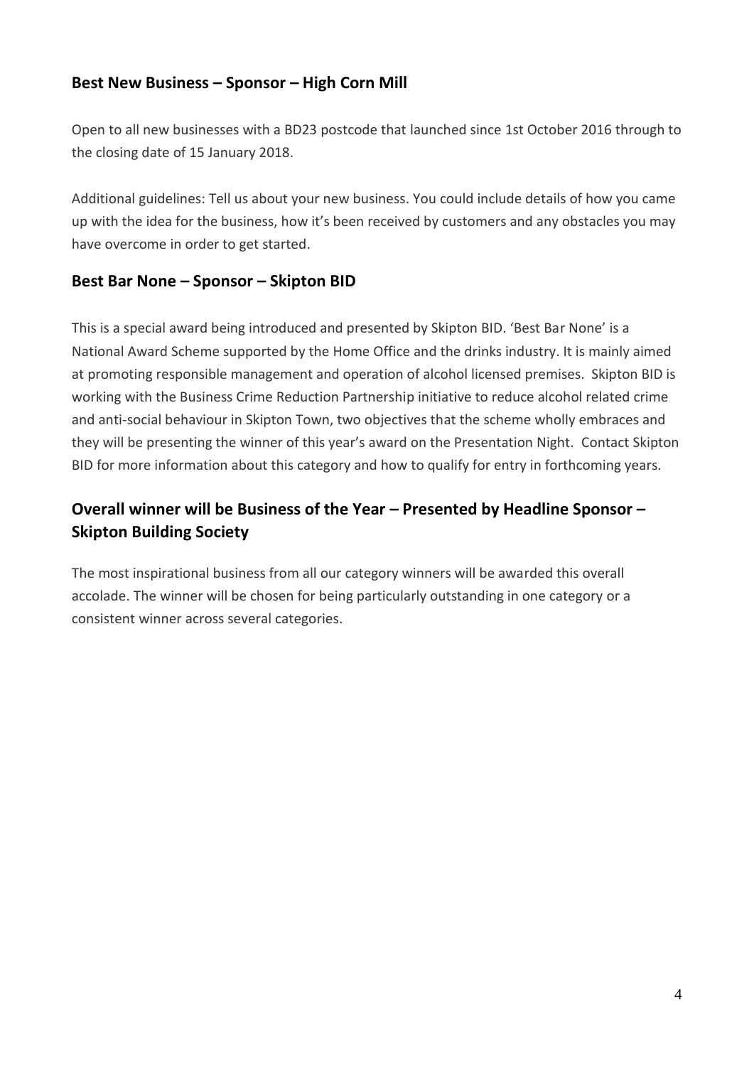## Best New Business – Sponsor – High Corn Mill

Open to all new businesses with a BD23 postcode that launched since 1st October 2016 through to the closing date of 15 January 2018.

Additional guidelines: Tell us about your new business. You could include details of how you came up with the idea for the business, how it's been received by customers and any obstacles you may have overcome in order to get started.

## Best Bar None – Sponsor – Skipton BID

This is a special award being introduced and presented by Skipton BID. 'Best Bar None' is a National Award Scheme supported by the Home Office and the drinks industry. It is mainly aimed at promoting responsible management and operation of alcohol licensed premises. Skipton BID is working with the Business Crime Reduction Partnership initiative to reduce alcohol related crime and anti-social behaviour in Skipton Town, two objectives that the scheme wholly embraces and they will be presenting the winner of this year's award on the Presentation Night. Contact Skipton BID for more information about this category and how to qualify for entry in forthcoming years.

## Overall winner will be Business of the Year – Presented by Headline Sponsor – Skipton Building Society

The most inspirational business from all our category winners will be awarded this overall accolade. The winner will be chosen for being particularly outstanding in one category or a consistent winner across several categories.